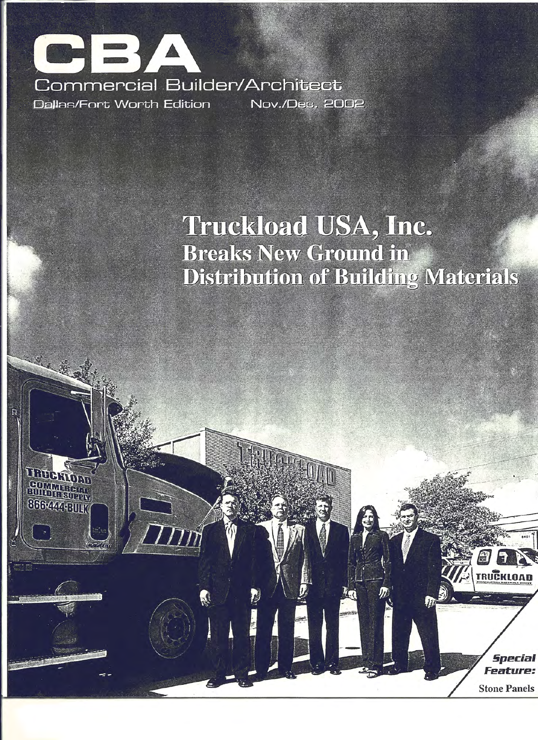# CBA

Commercial Builder/Architect

Dallas/Fort Worth Edition     Nov./Dec. 2002

## Truckload USA, Inc.
### Breaks New Ground in Distribution of Building Materials

***Special Feature:***

**Stone Panels**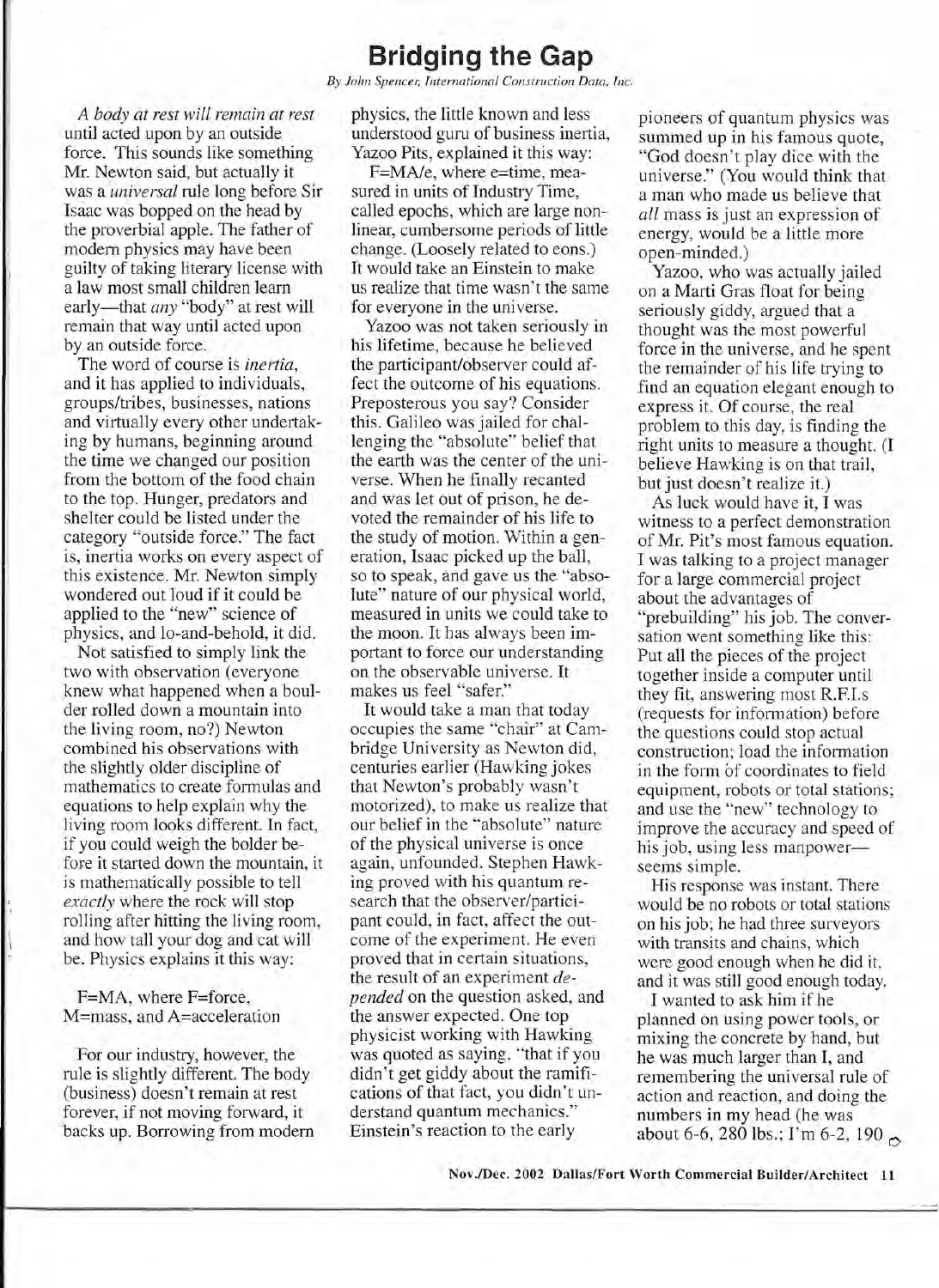# Bridging the Gap

*By John Spencer, International Construction Data, Inc.*

*A body at rest will remain at rest* until acted upon by an outside force. This sounds like something Mr. Newton said, but actually it was a *universal* rule long before Sir Isaac was bopped on the head by the proverbial apple. The father of modern physics may have been guilty of taking literary license with a law most small children learn early—that *any* "body" at rest will remain that way until acted upon by an outside force.

The word of course is *inertia*, and it has applied to individuals, groups/tribes, businesses, nations and virtually every other undertaking by humans, beginning around the time we changed our position from the bottom of the food chain to the top. Hunger, predators and shelter could be listed under the category "outside force." The fact is, inertia works on every aspect of this existence. Mr. Newton simply wondered out loud if it could be applied to the "new" science of physics, and lo-and-behold, it did.

Not satisfied to simply link the two with observation (everyone knew what happened when a boulder rolled down a mountain into the living room, no?) Newton combined his observations with the slightly older discipline of mathematics to create formulas and equations to help explain why the living room looks different. In fact, if you could weigh the bolder before it started down the mountain, it is mathematically possible to tell *exactly* where the rock will stop rolling after hitting the living room, and how tall your dog and cat will be. Physics explains it this way:

F=MA, where F=force, M=mass, and A=acceleration

For our industry, however, the rule is slightly different. The body (business) doesn't remain at rest forever, if not moving forward, it backs up. Borrowing from modern physics, the little known and less understood guru of business inertia, Yazoo Pits, explained it this way:

F=MA/e, where e=time, measured in units of Industry Time, called epochs, which are large nonlinear, cumbersome periods of little change. (Loosely related to eons.) It would take an Einstein to make us realize that time wasn't the same for everyone in the universe.

Yazoo was not taken seriously in his lifetime, because he believed the participant/observer could affect the outcome of his equations. Preposterous you say? Consider this. Galileo was jailed for challenging the "absolute" belief that the earth was the center of the universe. When he finally recanted and was let out of prison, he devoted the remainder of his life to the study of motion. Within a generation, Isaac picked up the ball, so to speak, and gave us the "absolute" nature of our physical world, measured in units we could take to the moon. It has always been important to force our understanding on the observable universe. It makes us feel "safer."

It would take a man that today occupies the same "chair" at Cambridge University as Newton did, centuries earlier (Hawking jokes that Newton's probably wasn't motorized), to make us realize that our belief in the "absolute" nature of the physical universe is once again, unfounded. Stephen Hawking proved with his quantum research that the observer/participant could, in fact, affect the outcome of the experiment. He even proved that in certain situations, the result of an experiment *depended* on the question asked, and the answer expected. One top physicist working with Hawking was quoted as saying, "that if you didn't get giddy about the ramifications of that fact, you didn't understand quantum mechanics." Einstein's reaction to the early pioneers of quantum physics was summed up in his famous quote, "God doesn't play dice with the universe." (You would think that a man who made us believe that *all* mass is just an expression of energy, would be a little more open-minded.)

Yazoo, who was actually jailed on a Marti Gras float for being seriously giddy, argued that a thought was the most powerful force in the universe, and he spent the remainder of his life trying to find an equation elegant enough to express it. Of course, the real problem to this day, is finding the right units to measure a thought. (I believe Hawking is on that trail, but just doesn't realize it.)

As luck would have it, I was witness to a perfect demonstration of Mr. Pit's most famous equation. I was talking to a project manager for a large commercial project about the advantages of "prebuilding" his job. The conversation went something like this: Put all the pieces of the project together inside a computer until they fit, answering most R.F.I.s (requests for information) before the questions could stop actual construction; load the information in the form of coordinates to field equipment, robots or total stations; and use the "new" technology to improve the accuracy and speed of his job, using less manpower—seems simple.

His response was instant. There would be no robots or total stations on his job; he had three surveyors with transits and chains, which were good enough when he did it, and it was still good enough today.

I wanted to ask him if he planned on using power tools, or mixing the concrete by hand, but he was much larger than I, and remembering the universal rule of action and reaction, and doing the numbers in my head (he was about 6-6, 280 lbs.; I'm 6-2, 190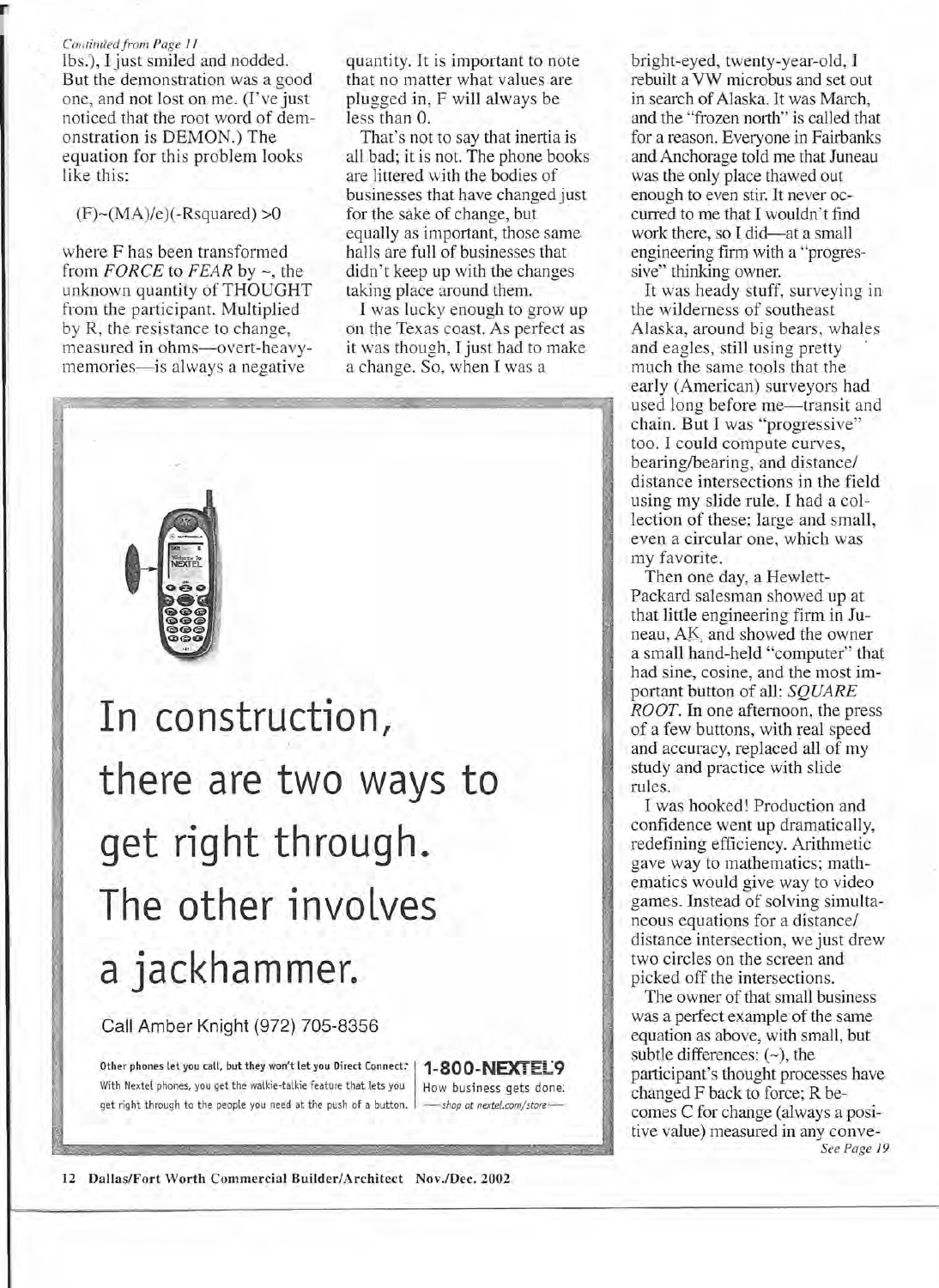*Continued from Page 11*

lbs.), I just smiled and nodded. But the demonstration was a good one, and not lost on me. (I've just noticed that the root word of demonstration is DEMON.) The equation for this problem looks like this:

(F)~(MA)/c)(-Rsquared) >0

where F has been transformed from *FORCE* to *FEAR* by ~, the unknown quantity of THOUGHT from the participant. Multiplied by R, the resistance to change, measured in ohms—overt-heavy-memories—is always a negative quantity. It is important to note that no matter what values are plugged in, F will always be less than 0.

That's not to say that inertia is all bad; it is not. The phone books are littered with the bodies of businesses that have changed just for the sake of change, but equally as important, those same halls are full of businesses that didn't keep up with the changes taking place around them.

I was lucky enough to grow up on the Texas coast. As perfect as it was though, I just had to make a change. So, when I was a bright-eyed, twenty-year-old, I rebuilt a VW microbus and set out in search of Alaska. It was March, and the "frozen north" is called that for a reason. Everyone in Fairbanks and Anchorage told me that Juneau was the only place thawed out enough to even stir. It never occurred to me that I wouldn't find work there, so I did—at a small engineering firm with a "progressive" thinking owner.

It was heady stuff, surveying in the wilderness of southeast Alaska, around big bears, whales and eagles, still using pretty much the same tools that the early (American) surveyors had used long before me—transit and chain. But I was "progressive" too. I could compute curves, bearing/bearing, and distance/distance intersections in the field using my slide rule. I had a collection of these: large and small, even a circular one, which was my favorite.

Then one day, a Hewlett-Packard salesman showed up at that little engineering firm in Juneau, AK, and showed the owner a small hand-held "computer" that had sine, cosine, and the most important button of all: *SQUARE ROOT*. In one afternoon, the press of a few buttons, with real speed and accuracy, replaced all of my study and practice with slide rules.

I was hooked! Production and confidence went up dramatically, redefining efficiency. Arithmetic gave way to mathematics; mathematics would give way to video games. Instead of solving simultaneous equations for a distance/distance intersection, we just drew two circles on the screen and picked off the intersections.

The owner of that small business was a perfect example of the same equation as above, with small, but subtle differences: (~), the participant's thought processes have changed F back to force; R becomes C for change (always a positive value) measured in any conve-

*See Page 19*

In construction, there are two ways to get right through. The other involves a jackhammer.

Call Amber Knight (972) 705-8356

Other phones let you call, but they won't let you Direct Connect. With Nextel phones, you get the walkie-talkie feature that lets you get right through to the people you need at the push of a button.

1-800-NEXTEL9
How business gets done.
—shop at nextel.com/store—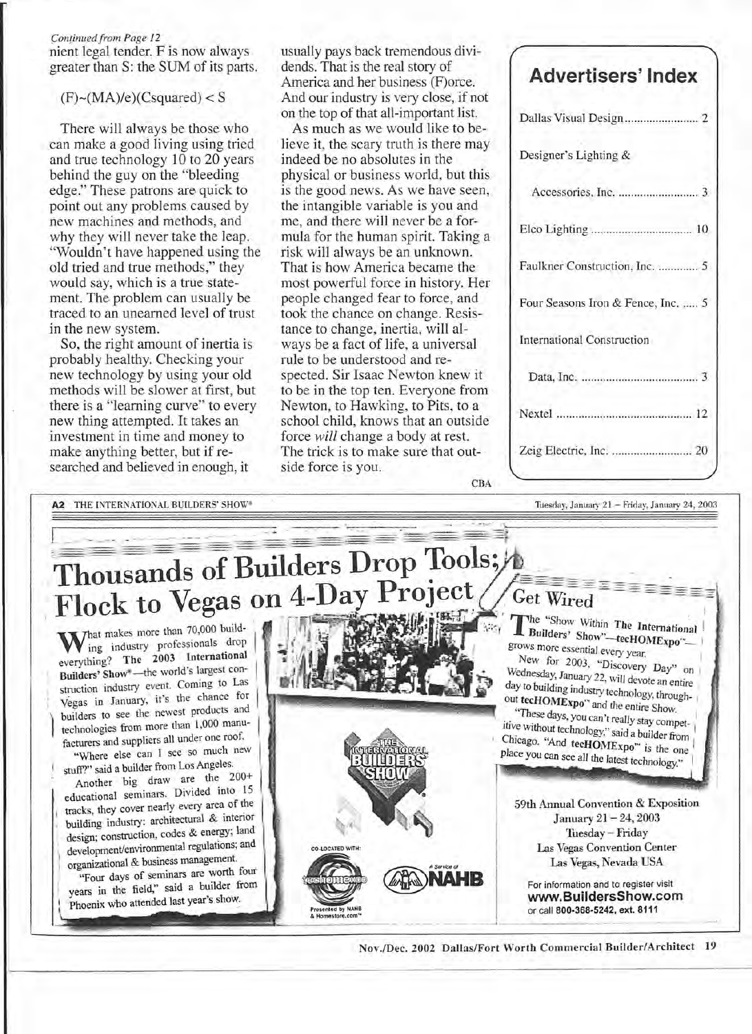*Continued from Page 12*

nient legal tender. F is now always greater than S: the SUM of its parts.

$(F)\sim(MA)/e)(C\text{squared}) < S$

There will always be those who can make a good living using tried and true technology 10 to 20 years behind the guy on the "bleeding edge." These patrons are quick to point out any problems caused by new machines and methods, and why they will never take the leap. "Wouldn't have happened using the old tried and true methods," they would say, which is a true statement. The problem can usually be traced to an unearned level of trust in the new system.

So, the right amount of inertia is probably healthy. Checking your new technology by using your old methods will be slower at first, but there is a "learning curve" to every new thing attempted. It takes an investment in time and money to make anything better, but if researched and believed in enough, it usually pays back tremendous dividends. That is the real story of America and her business (F)orce. And our industry is very close, if not on the top of that all-important list.

As much as we would like to believe it, the scary truth is there may indeed be no absolutes in the physical or business world, but this is the good news. As we have seen, the intangible variable is you and me, and there will never be a formula for the human spirit. Taking a risk will always be an unknown. That is how America became the most powerful force in history. Her people changed fear to force, and took the chance on change. Resistance to change, inertia, will always be a fact of life, a universal rule to be understood and respected. Sir Isaac Newton knew it to be in the top ten. Everyone from Newton, to Hawking, to Pits, to a school child, knows that an outside force *will* change a body at rest. The trick is to make sure that outside force is you.

CBA

## Advertisers' Index

| | |
|---|---|
| Dallas Visual Design | 2 |
| Designer's Lighting & Accessories, Inc. | 3 |
| Elco Lighting | 10 |
| Faulkner Construction, Inc. | 5 |
| Four Seasons Iron & Fence, Inc. | 5 |
| International Construction Data, Inc. | 3 |
| Nextel | 12 |
| Zeig Electric, Inc. | 20 |

A2 THE INTERNATIONAL BUILDERS' SHOW® — Tuesday, January 21 – Friday, January 24, 2003

# Thousands of Builders Drop Tools; Flock to Vegas on 4-Day Project

What makes more than 70,000 building industry professionals drop everything? **The 2003 International Builders' Show**®—the world's largest construction industry event. Coming to Las Vegas in January, it's the chance for builders to see the newest products and technologies from more than 1,000 manufacturers and suppliers all under one roof.

"Where else can I see so much new stuff?" said a builder from Los Angeles.

Another big draw are the 200+ educational seminars. Divided into 15 tracks, they cover nearly every area of the building industry: architectural & interior design; construction, codes & energy; land development/environmental regulations; and organizational & business management.

"Four days of seminars are worth four years in the field," said a builder from Phoenix who attended last year's show.

## Get Wired

The "Show Within **The International Builders' Show**"—**tecHOMExpo**™— grows more essential every year.

New for 2003, "Discovery Day" on Wednesday, January 22, will devote an entire day to building industry technology, throughout **tecHOMExpo**™ and the entire Show.

"These days, you can't really stay competitive without technology," said a builder from Chicago. "And **tecHOMExpo**™ is the one place you can see all the latest technology."

59th Annual Convention & Exposition
January 21 – 24, 2003
Tuesday – Friday
Las Vegas Convention Center
Las Vegas, Nevada USA

For information and to register visit
**www.BuildersShow.com**
or call **800-368-5242, ext. 8111**

CO-LOCATED WITH: tecHOMExpo — Presented by NAHB & Homestore.com™ — A Service of NAHB

Nov./Dec. 2002 Dallas/Fort Worth Commercial Builder/Architect